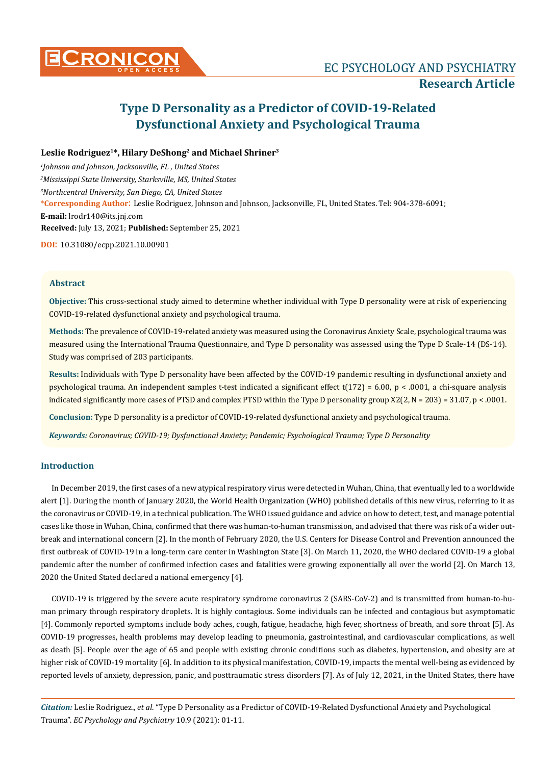# Type D Personality as a Predictor of COVID-19-Related Dysfunctional Anxiety and Psychological Trauma

**Leslie Rodriguez[1]*, Hilary DeShong[2] and Michael Shriner[3]**

[1] *Johnson and Johnson, Jacksonville, FL, United States*

[2] *Mississippi State University, Starksville, MS, United States*

[3] *Northcentral University, San Diego, CA, United States*

**\*Corresponding Author:** Leslie Rodriguez, Johnson and Johnson, Jacksonville, FL, United States. Tel: 904-378-6091;

**E-mail:** lrodr140@its.jnj.com

**Received:** July 13, 2021; **Published:** September 25, 2021

**DOI:** 10.31080/ecpp.2021.10.00901

## Abstract

**Objective:** This cross-sectional study aimed to determine whether individual with Type D personality were at risk of experiencing COVID-19-related dysfunctional anxiety and psychological trauma.

**Methods:** The prevalence of COVID-19-related anxiety was measured using the Coronavirus Anxiety Scale, psychological trauma was measured using the International Trauma Questionnaire, and Type D personality was assessed using the Type D Scale-14 (DS-14). Study was comprised of 203 participants.

**Results:** Individuals with Type D personality have been affected by the COVID-19 pandemic resulting in dysfunctional anxiety and psychological trauma. An independent samples t-test indicated a significant effect $t(172) = 6.00$, $p < .0001$, a chi-square analysis indicated significantly more cases of PTSD and complex PTSD within the Type D personality group $X2(2, N = 203) = 31.07$, $p < .0001$.

**Conclusion:** Type D personality is a predictor of COVID-19-related dysfunctional anxiety and psychological trauma.

***Keywords:*** *Coronavirus; COVID-19; Dysfunctional Anxiety; Pandemic; Psychological Trauma; Type D Personality*

## Introduction

In December 2019, the first cases of a new atypical respiratory virus were detected in Wuhan, China, that eventually led to a worldwide alert [1]. During the month of January 2020, the World Health Organization (WHO) published details of this new virus, referring to it as the coronavirus or COVID-19, in a technical publication. The WHO issued guidance and advice on how to detect, test, and manage potential cases like those in Wuhan, China, confirmed that there was human-to-human transmission, and advised that there was risk of a wider outbreak and international concern [2]. In the month of February 2020, the U.S. Centers for Disease Control and Prevention announced the first outbreak of COVID-19 in a long-term care center in Washington State [3]. On March 11, 2020, the WHO declared COVID-19 a global pandemic after the number of confirmed infection cases and fatalities were growing exponentially all over the world [2]. On March 13, 2020 the United Stated declared a national emergency [4].

COVID-19 is triggered by the severe acute respiratory syndrome coronavirus 2 (SARS-CoV-2) and is transmitted from human-to-human primary through respiratory droplets. It is highly contagious. Some individuals can be infected and contagious but asymptomatic [4]. Commonly reported symptoms include body aches, cough, fatigue, headache, high fever, shortness of breath, and sore throat [5]. As COVID-19 progresses, health problems may develop leading to pneumonia, gastrointestinal, and cardiovascular complications, as well as death [5]. People over the age of 65 and people with existing chronic conditions such as diabetes, hypertension, and obesity are at higher risk of COVID-19 mortality [6]. In addition to its physical manifestation, COVID-19, impacts the mental well-being as evidenced by reported levels of anxiety, depression, panic, and posttraumatic stress disorders [7]. As of July 12, 2021, in the United States, there have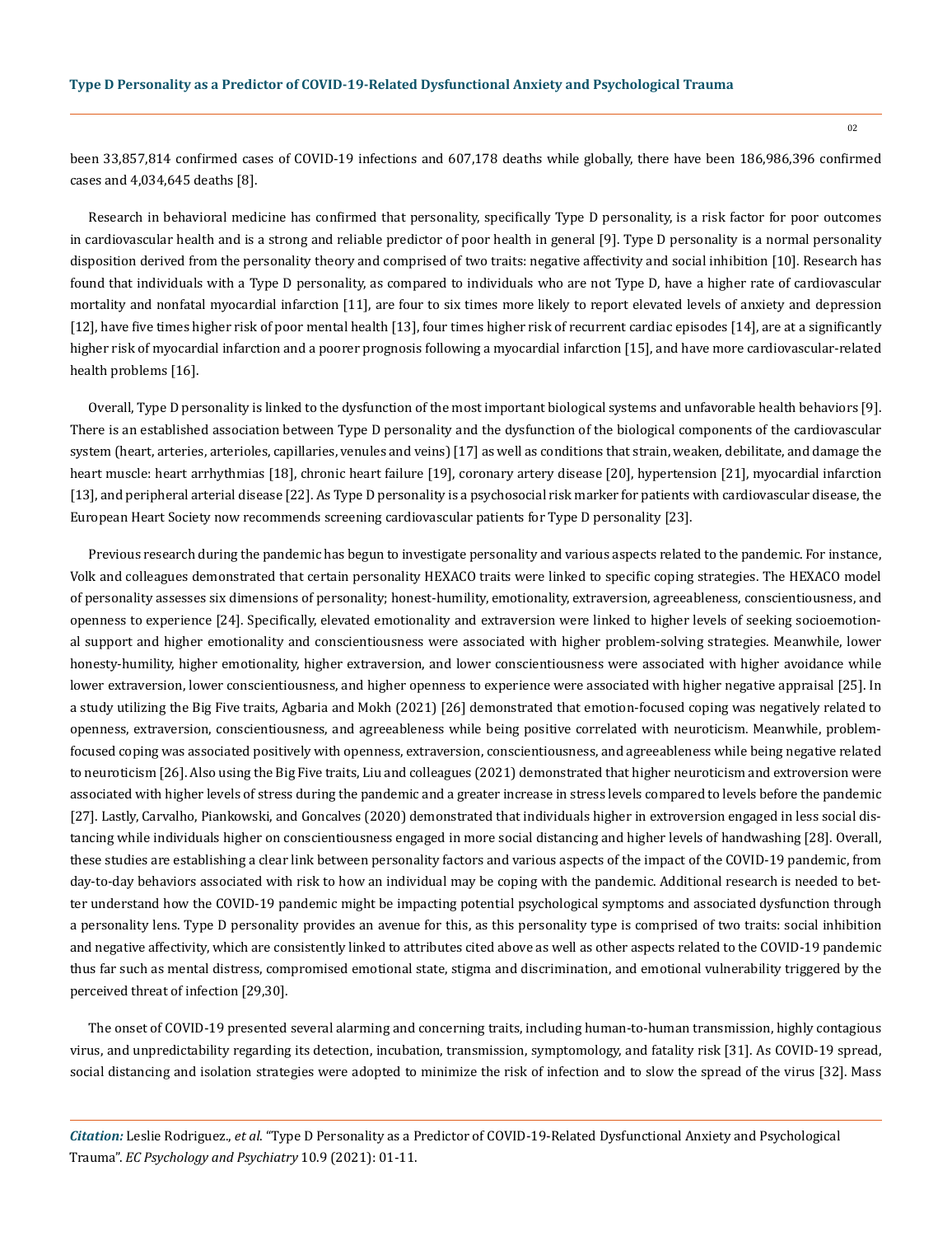been 33,857,814 confirmed cases of COVID-19 infections and 607,178 deaths while globally, there have been 186,986,396 confirmed cases and 4,034,645 deaths [8].

Research in behavioral medicine has confirmed that personality, specifically Type D personality, is a risk factor for poor outcomes in cardiovascular health and is a strong and reliable predictor of poor health in general [9]. Type D personality is a normal personality disposition derived from the personality theory and comprised of two traits: negative affectivity and social inhibition [10]. Research has found that individuals with a Type D personality, as compared to individuals who are not Type D, have a higher rate of cardiovascular mortality and nonfatal myocardial infarction [11], are four to six times more likely to report elevated levels of anxiety and depression [12], have five times higher risk of poor mental health [13], four times higher risk of recurrent cardiac episodes [14], are at a significantly higher risk of myocardial infarction and a poorer prognosis following a myocardial infarction [15], and have more cardiovascular-related health problems [16].

Overall, Type D personality is linked to the dysfunction of the most important biological systems and unfavorable health behaviors [9]. There is an established association between Type D personality and the dysfunction of the biological components of the cardiovascular system (heart, arteries, arterioles, capillaries, venules and veins) [17] as well as conditions that strain, weaken, debilitate, and damage the heart muscle: heart arrhythmias [18], chronic heart failure [19], coronary artery disease [20], hypertension [21], myocardial infarction [13], and peripheral arterial disease [22]. As Type D personality is a psychosocial risk marker for patients with cardiovascular disease, the European Heart Society now recommends screening cardiovascular patients for Type D personality [23].

Previous research during the pandemic has begun to investigate personality and various aspects related to the pandemic. For instance, Volk and colleagues demonstrated that certain personality HEXACO traits were linked to specific coping strategies. The HEXACO model of personality assesses six dimensions of personality; honest-humility, emotionality, extraversion, agreeableness, conscientiousness, and openness to experience [24]. Specifically, elevated emotionality and extraversion were linked to higher levels of seeking socioemotional support and higher emotionality and conscientiousness were associated with higher problem-solving strategies. Meanwhile, lower honesty-humility, higher emotionality, higher extraversion, and lower conscientiousness were associated with higher avoidance while lower extraversion, lower conscientiousness, and higher openness to experience were associated with higher negative appraisal [25]. In a study utilizing the Big Five traits, Agbaria and Mokh (2021) [26] demonstrated that emotion-focused coping was negatively related to openness, extraversion, conscientiousness, and agreeableness while being positive correlated with neuroticism. Meanwhile, problem-focused coping was associated positively with openness, extraversion, conscientiousness, and agreeableness while being negative related to neuroticism [26]. Also using the Big Five traits, Liu and colleagues (2021) demonstrated that higher neuroticism and extroversion were associated with higher levels of stress during the pandemic and a greater increase in stress levels compared to levels before the pandemic [27]. Lastly, Carvalho, Piankowski, and Goncalves (2020) demonstrated that individuals higher in extroversion engaged in less social distancing while individuals higher on conscientiousness engaged in more social distancing and higher levels of handwashing [28]. Overall, these studies are establishing a clear link between personality factors and various aspects of the impact of the COVID-19 pandemic, from day-to-day behaviors associated with risk to how an individual may be coping with the pandemic. Additional research is needed to better understand how the COVID-19 pandemic might be impacting potential psychological symptoms and associated dysfunction through a personality lens. Type D personality provides an avenue for this, as this personality type is comprised of two traits: social inhibition and negative affectivity, which are consistently linked to attributes cited above as well as other aspects related to the COVID-19 pandemic thus far such as mental distress, compromised emotional state, stigma and discrimination, and emotional vulnerability triggered by the perceived threat of infection [29,30].

The onset of COVID-19 presented several alarming and concerning traits, including human-to-human transmission, highly contagious virus, and unpredictability regarding its detection, incubation, transmission, symptomology, and fatality risk [31]. As COVID-19 spread, social distancing and isolation strategies were adopted to minimize the risk of infection and to slow the spread of the virus [32]. Mass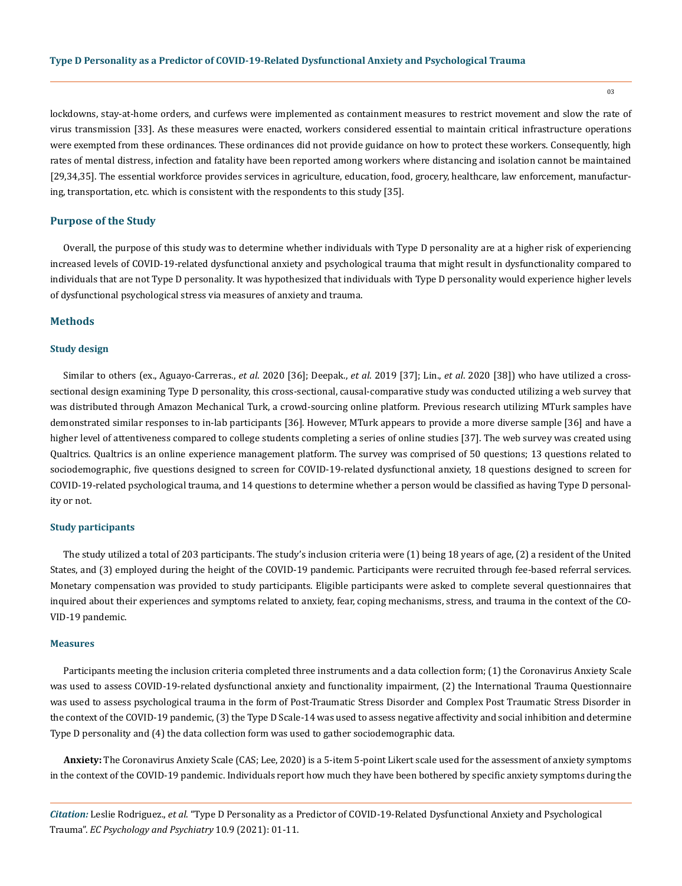lockdowns, stay-at-home orders, and curfews were implemented as containment measures to restrict movement and slow the rate of virus transmission [33]. As these measures were enacted, workers considered essential to maintain critical infrastructure operations were exempted from these ordinances. These ordinances did not provide guidance on how to protect these workers. Consequently, high rates of mental distress, infection and fatality have been reported among workers where distancing and isolation cannot be maintained [29,34,35]. The essential workforce provides services in agriculture, education, food, grocery, healthcare, law enforcement, manufacturing, transportation, etc. which is consistent with the respondents to this study [35].

## Purpose of the Study

Overall, the purpose of this study was to determine whether individuals with Type D personality are at a higher risk of experiencing increased levels of COVID-19-related dysfunctional anxiety and psychological trauma that might result in dysfunctionality compared to individuals that are not Type D personality. It was hypothesized that individuals with Type D personality would experience higher levels of dysfunctional psychological stress via measures of anxiety and trauma.

## Methods

### Study design

Similar to others (ex., Aguayo-Carreras., *et al*. 2020 [36]; Deepak., *et al*. 2019 [37]; Lin., *et al*. 2020 [38]) who have utilized a cross-sectional design examining Type D personality, this cross-sectional, causal-comparative study was conducted utilizing a web survey that was distributed through Amazon Mechanical Turk, a crowd-sourcing online platform. Previous research utilizing MTurk samples have demonstrated similar responses to in-lab participants [36]. However, MTurk appears to provide a more diverse sample [36] and have a higher level of attentiveness compared to college students completing a series of online studies [37]. The web survey was created using Qualtrics. Qualtrics is an online experience management platform. The survey was comprised of 50 questions; 13 questions related to sociodemographic, five questions designed to screen for COVID-19-related dysfunctional anxiety, 18 questions designed to screen for COVID-19-related psychological trauma, and 14 questions to determine whether a person would be classified as having Type D personality or not.

### Study participants

The study utilized a total of 203 participants. The study's inclusion criteria were (1) being 18 years of age, (2) a resident of the United States, and (3) employed during the height of the COVID-19 pandemic. Participants were recruited through fee-based referral services. Monetary compensation was provided to study participants. Eligible participants were asked to complete several questionnaires that inquired about their experiences and symptoms related to anxiety, fear, coping mechanisms, stress, and trauma in the context of the COVID-19 pandemic.

### Measures

Participants meeting the inclusion criteria completed three instruments and a data collection form; (1) the Coronavirus Anxiety Scale was used to assess COVID-19-related dysfunctional anxiety and functionality impairment, (2) the International Trauma Questionnaire was used to assess psychological trauma in the form of Post-Traumatic Stress Disorder and Complex Post Traumatic Stress Disorder in the context of the COVID-19 pandemic, (3) the Type D Scale-14 was used to assess negative affectivity and social inhibition and determine Type D personality and (4) the data collection form was used to gather sociodemographic data.

**Anxiety:** The Coronavirus Anxiety Scale (CAS; Lee, 2020) is a 5-item 5-point Likert scale used for the assessment of anxiety symptoms in the context of the COVID-19 pandemic. Individuals report how much they have been bothered by specific anxiety symptoms during the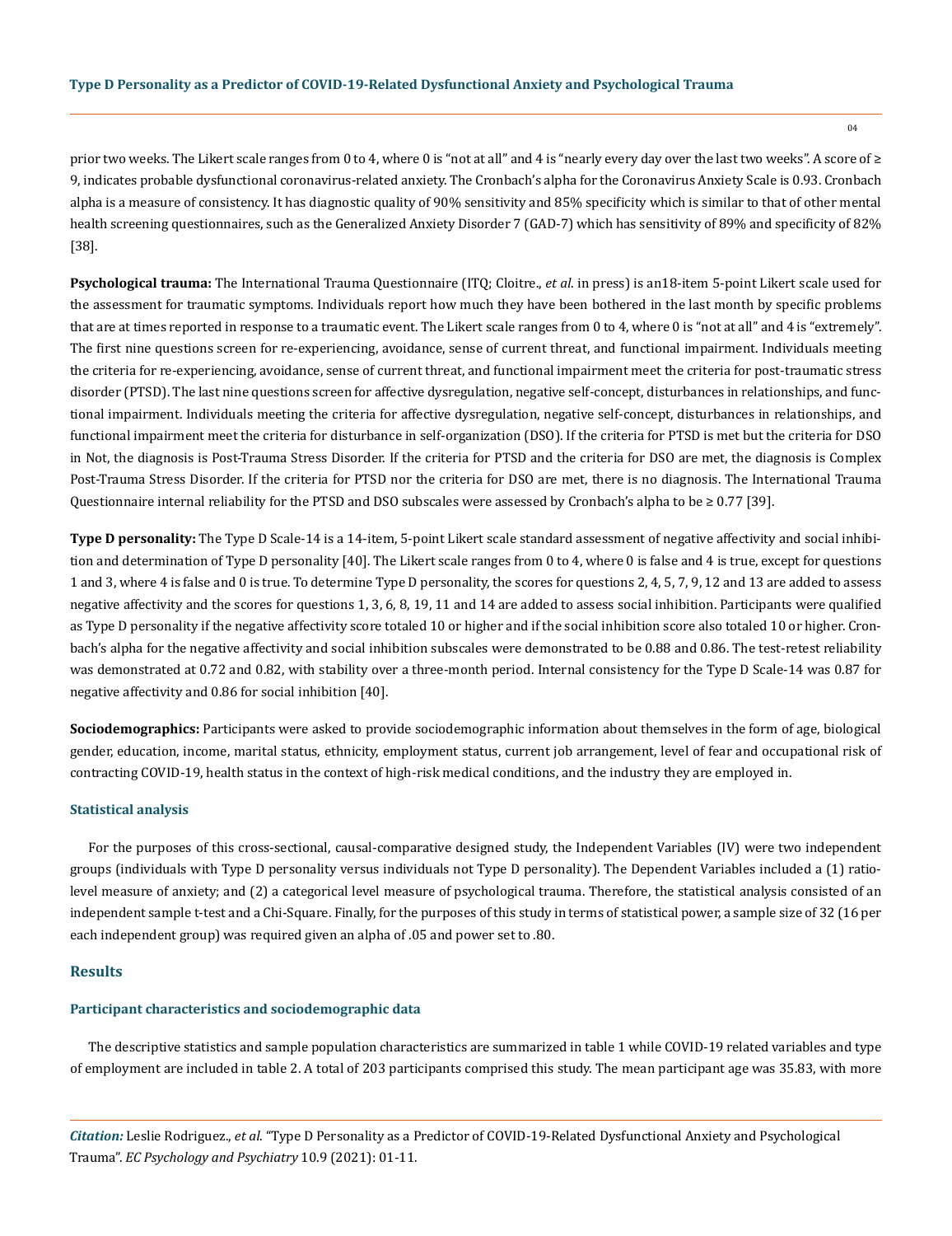prior two weeks. The Likert scale ranges from 0 to 4, where 0 is "not at all" and 4 is "nearly every day over the last two weeks". A score of ≥ 9, indicates probable dysfunctional coronavirus-related anxiety. The Cronbach's alpha for the Coronavirus Anxiety Scale is 0.93. Cronbach alpha is a measure of consistency. It has diagnostic quality of 90% sensitivity and 85% specificity which is similar to that of other mental health screening questionnaires, such as the Generalized Anxiety Disorder 7 (GAD-7) which has sensitivity of 89% and specificity of 82% [38].

**Psychological trauma:** The International Trauma Questionnaire (ITQ; Cloitre., *et al*. in press) is an18-item 5-point Likert scale used for the assessment for traumatic symptoms. Individuals report how much they have been bothered in the last month by specific problems that are at times reported in response to a traumatic event. The Likert scale ranges from 0 to 4, where 0 is "not at all" and 4 is "extremely". The first nine questions screen for re-experiencing, avoidance, sense of current threat, and functional impairment. Individuals meeting the criteria for re-experiencing, avoidance, sense of current threat, and functional impairment meet the criteria for post-traumatic stress disorder (PTSD). The last nine questions screen for affective dysregulation, negative self-concept, disturbances in relationships, and functional impairment. Individuals meeting the criteria for affective dysregulation, negative self-concept, disturbances in relationships, and functional impairment meet the criteria for disturbance in self-organization (DSO). If the criteria for PTSD is met but the criteria for DSO in Not, the diagnosis is Post-Trauma Stress Disorder. If the criteria for PTSD and the criteria for DSO are met, the diagnosis is Complex Post-Trauma Stress Disorder. If the criteria for PTSD nor the criteria for DSO are met, there is no diagnosis. The International Trauma Questionnaire internal reliability for the PTSD and DSO subscales were assessed by Cronbach's alpha to be ≥ 0.77 [39].

**Type D personality:** The Type D Scale-14 is a 14-item, 5-point Likert scale standard assessment of negative affectivity and social inhibition and determination of Type D personality [40]. The Likert scale ranges from 0 to 4, where 0 is false and 4 is true, except for questions 1 and 3, where 4 is false and 0 is true. To determine Type D personality, the scores for questions 2, 4, 5, 7, 9, 12 and 13 are added to assess negative affectivity and the scores for questions 1, 3, 6, 8, 19, 11 and 14 are added to assess social inhibition. Participants were qualified as Type D personality if the negative affectivity score totaled 10 or higher and if the social inhibition score also totaled 10 or higher. Cronbach's alpha for the negative affectivity and social inhibition subscales were demonstrated to be 0.88 and 0.86. The test-retest reliability was demonstrated at 0.72 and 0.82, with stability over a three-month period. Internal consistency for the Type D Scale-14 was 0.87 for negative affectivity and 0.86 for social inhibition [40].

**Sociodemographics:** Participants were asked to provide sociodemographic information about themselves in the form of age, biological gender, education, income, marital status, ethnicity, employment status, current job arrangement, level of fear and occupational risk of contracting COVID-19, health status in the context of high-risk medical conditions, and the industry they are employed in.

### Statistical analysis

For the purposes of this cross-sectional, causal-comparative designed study, the Independent Variables (IV) were two independent groups (individuals with Type D personality versus individuals not Type D personality). The Dependent Variables included a (1) ratio-level measure of anxiety; and (2) a categorical level measure of psychological trauma. Therefore, the statistical analysis consisted of an independent sample t-test and a Chi-Square. Finally, for the purposes of this study in terms of statistical power, a sample size of 32 (16 per each independent group) was required given an alpha of .05 and power set to .80.

## Results

### Participant characteristics and sociodemographic data

The descriptive statistics and sample population characteristics are summarized in table 1 while COVID-19 related variables and type of employment are included in table 2. A total of 203 participants comprised this study. The mean participant age was 35.83, with more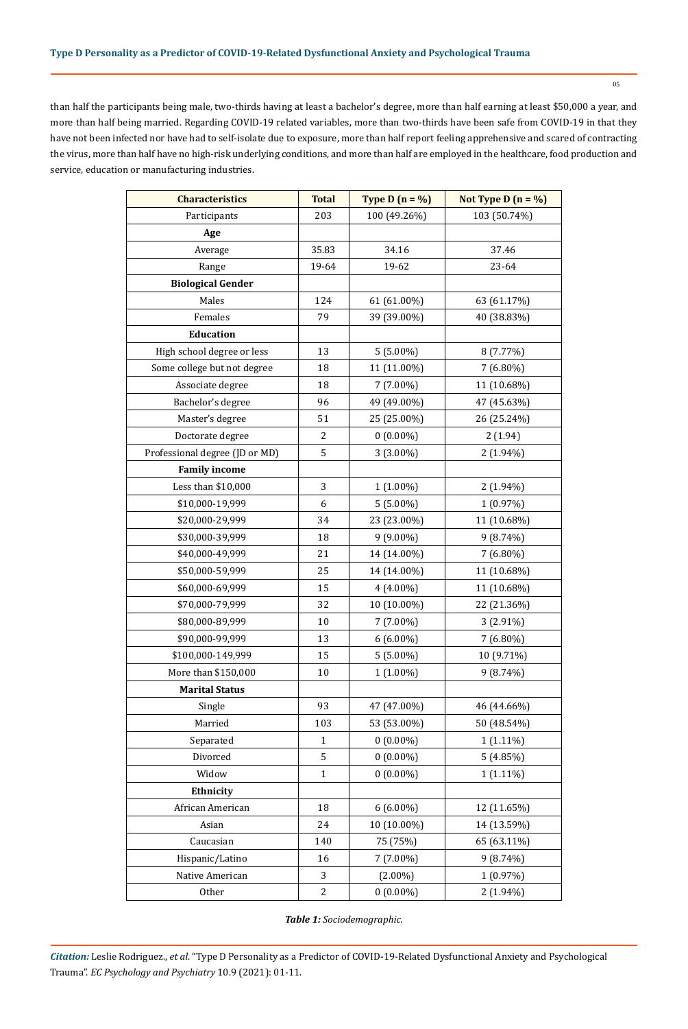than half the participants being male, two-thirds having at least a bachelor's degree, more than half earning at least $50,000 a year, and more than half being married. Regarding COVID-19 related variables, more than two-thirds have been safe from COVID-19 in that they have not been infected nor have had to self-isolate due to exposure, more than half report feeling apprehensive and scared of contracting the virus, more than half have no high-risk underlying conditions, and more than half are employed in the healthcare, food production and service, education or manufacturing industries.

| Characteristics | Total | Type D (n = %) | Not Type D (n = %) |
|---|---|---|---|
| Participants | 203 | 100 (49.26%) | 103 (50.74%) |
| **Age** | | | |
| Average | 35.83 | 34.16 | 37.46 |
| Range | 19-64 | 19-62 | 23-64 |
| **Biological Gender** | | | |
| Males | 124 | 61 (61.00%) | 63 (61.17%) |
| Females | 79 | 39 (39.00%) | 40 (38.83%) |
| **Education** | | | |
| High school degree or less | 13 | 5 (5.00%) | 8 (7.77%) |
| Some college but not degree | 18 | 11 (11.00%) | 7 (6.80%) |
| Associate degree | 18 | 7 (7.00%) | 11 (10.68%) |
| Bachelor's degree | 96 | 49 (49.00%) | 47 (45.63%) |
| Master's degree | 51 | 25 (25.00%) | 26 (25.24%) |
| Doctorate degree | 2 | 0 (0.00%) | 2 (1.94) |
| Professional degree (JD or MD) | 5 | 3 (3.00%) | 2 (1.94%) |
| **Family income** | | | |
| Less than $10,000 | 3 | 1 (1.00%) | 2 (1.94%) |
| $10,000-19,999 | 6 | 5 (5.00%) | 1 (0.97%) |
| $20,000-29,999 | 34 | 23 (23.00%) | 11 (10.68%) |
| $30,000-39,999 | 18 | 9 (9.00%) | 9 (8.74%) |
| $40,000-49,999 | 21 | 14 (14.00%) | 7 (6.80%) |
| $50,000-59,999 | 25 | 14 (14.00%) | 11 (10.68%) |
| $60,000-69,999 | 15 | 4 (4.00%) | 11 (10.68%) |
| $70,000-79,999 | 32 | 10 (10.00%) | 22 (21.36%) |
| $80,000-89,999 | 10 | 7 (7.00%) | 3 (2.91%) |
| $90,000-99,999 | 13 | 6 (6.00%) | 7 (6.80%) |
| $100,000-149,999 | 15 | 5 (5.00%) | 10 (9.71%) |
| More than $150,000 | 10 | 1 (1.00%) | 9 (8.74%) |
| **Marital Status** | | | |
| Single | 93 | 47 (47.00%) | 46 (44.66%) |
| Married | 103 | 53 (53.00%) | 50 (48.54%) |
| Separated | 1 | 0 (0.00%) | 1 (1.11%) |
| Divorced | 5 | 0 (0.00%) | 5 (4.85%) |
| Widow | 1 | 0 (0.00%) | 1 (1.11%) |
| **Ethnicity** | | | |
| African American | 18 | 6 (6.00%) | 12 (11.65%) |
| Asian | 24 | 10 (10.00%) | 14 (13.59%) |
| Caucasian | 140 | 75 (75%) | 65 (63.11%) |
| Hispanic/Latino | 16 | 7 (7.00%) | 9 (8.74%) |
| Native American | 3 | (2.00%) | 1 (0.97%) |
| Other | 2 | 0 (0.00%) | 2 (1.94%) |

***Table 1:*** *Sociodemographic.*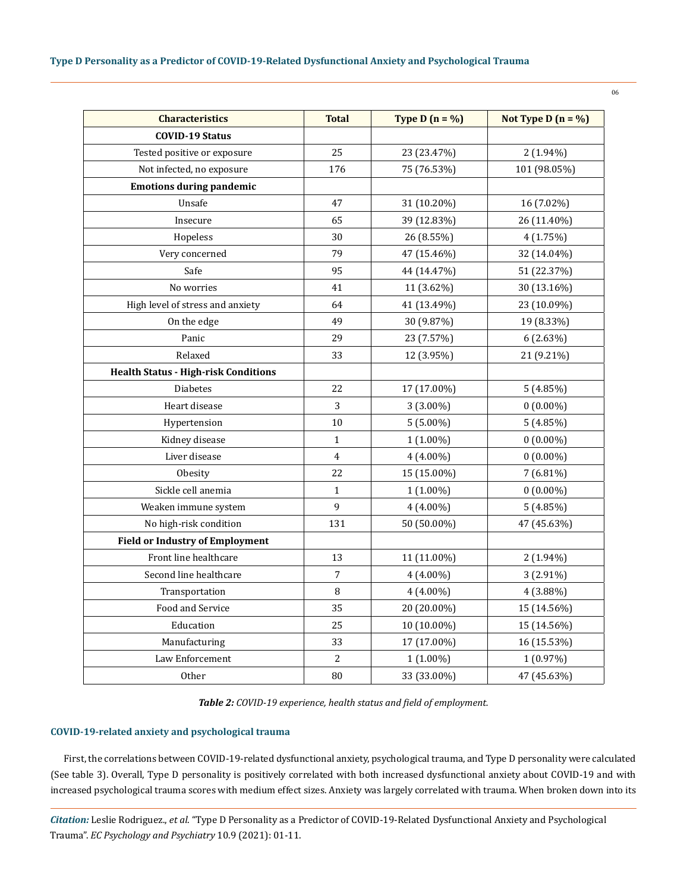| Characteristics | Total | Type D (n = %) | Not Type D (n = %) |
|---|---|---|---|
| **COVID-19 Status** | | | |
| Tested positive or exposure | 25 | 23 (23.47%) | 2 (1.94%) |
| Not infected, no exposure | 176 | 75 (76.53%) | 101 (98.05%) |
| **Emotions during pandemic** | | | |
| Unsafe | 47 | 31 (10.20%) | 16 (7.02%) |
| Insecure | 65 | 39 (12.83%) | 26 (11.40%) |
| Hopeless | 30 | 26 (8.55%) | 4 (1.75%) |
| Very concerned | 79 | 47 (15.46%) | 32 (14.04%) |
| Safe | 95 | 44 (14.47%) | 51 (22.37%) |
| No worries | 41 | 11 (3.62%) | 30 (13.16%) |
| High level of stress and anxiety | 64 | 41 (13.49%) | 23 (10.09%) |
| On the edge | 49 | 30 (9.87%) | 19 (8.33%) |
| Panic | 29 | 23 (7.57%) | 6 (2.63%) |
| Relaxed | 33 | 12 (3.95%) | 21 (9.21%) |
| **Health Status - High-risk Conditions** | | | |
| Diabetes | 22 | 17 (17.00%) | 5 (4.85%) |
| Heart disease | 3 | 3 (3.00%) | 0 (0.00%) |
| Hypertension | 10 | 5 (5.00%) | 5 (4.85%) |
| Kidney disease | 1 | 1 (1.00%) | 0 (0.00%) |
| Liver disease | 4 | 4 (4.00%) | 0 (0.00%) |
| Obesity | 22 | 15 (15.00%) | 7 (6.81%) |
| Sickle cell anemia | 1 | 1 (1.00%) | 0 (0.00%) |
| Weaken immune system | 9 | 4 (4.00%) | 5 (4.85%) |
| No high-risk condition | 131 | 50 (50.00%) | 47 (45.63%) |
| **Field or Industry of Employment** | | | |
| Front line healthcare | 13 | 11 (11.00%) | 2 (1.94%) |
| Second line healthcare | 7 | 4 (4.00%) | 3 (2.91%) |
| Transportation | 8 | 4 (4.00%) | 4 (3.88%) |
| Food and Service | 35 | 20 (20.00%) | 15 (14.56%) |
| Education | 25 | 10 (10.00%) | 15 (14.56%) |
| Manufacturing | 33 | 17 (17.00%) | 16 (15.53%) |
| Law Enforcement | 2 | 1 (1.00%) | 1 (0.97%) |
| Other | 80 | 33 (33.00%) | 47 (45.63%) |

***Table 2:*** *COVID-19 experience, health status and field of employment.*

### COVID-19-related anxiety and psychological trauma

First, the correlations between COVID-19-related dysfunctional anxiety, psychological trauma, and Type D personality were calculated (See table 3). Overall, Type D personality is positively correlated with both increased dysfunctional anxiety about COVID-19 and with increased psychological trauma scores with medium effect sizes. Anxiety was largely correlated with trauma. When broken down into its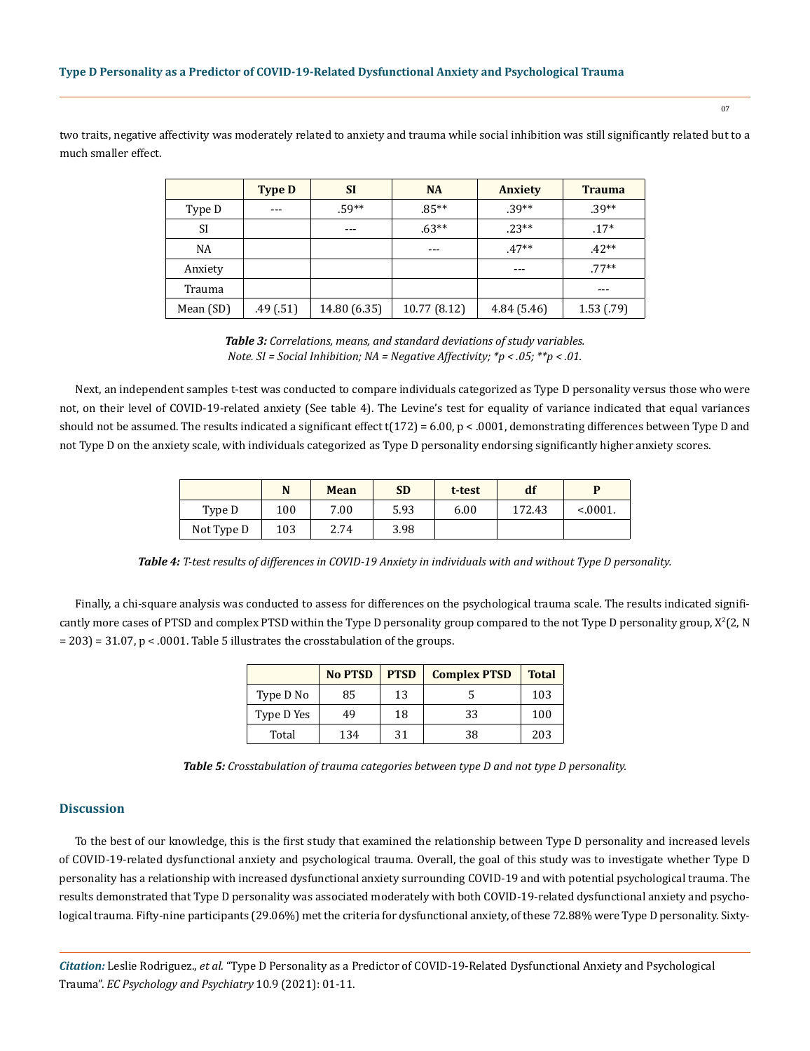two traits, negative affectivity was moderately related to anxiety and trauma while social inhibition was still significantly related but to a much smaller effect.

| | Type D | SI | NA | Anxiety | Trauma |
|---|---|---|---|---|---|
| Type D | --- | .59** | .85** | .39** | .39** |
| SI | | --- | .63** | .23** | .17* |
| NA | | | --- | .47** | .42** |
| Anxiety | | | | --- | .77** |
| Trauma | | | | | --- |
| Mean (SD) | .49 (.51) | 14.80 (6.35) | 10.77 (8.12) | 4.84 (5.46) | 1.53 (.79) |

***Table 3:*** *Correlations, means, and standard deviations of study variables.*
*Note. SI = Social Inhibition; NA = Negative Affectivity; *p < .05; **p < .01.*

Next, an independent samples t-test was conducted to compare individuals categorized as Type D personality versus those who were not, on their level of COVID-19-related anxiety (See table 4). The Levine's test for equality of variance indicated that equal variances should not be assumed. The results indicated a significant effect $t(172) = 6.00$, $p < .0001$, demonstrating differences between Type D and not Type D on the anxiety scale, with individuals categorized as Type D personality endorsing significantly higher anxiety scores.

| | N | Mean | SD | t-test | df | P |
|---|---|---|---|---|---|---|
| Type D | 100 | 7.00 | 5.93 | 6.00 | 172.43 | <.0001. |
| Not Type D | 103 | 2.74 | 3.98 | | | |

***Table 4:*** *T-test results of differences in COVID-19 Anxiety in individuals with and without Type D personality.*

Finally, a chi-square analysis was conducted to assess for differences on the psychological trauma scale. The results indicated significantly more cases of PTSD and complex PTSD within the Type D personality group compared to the not Type D personality group, $X^2(2, N = 203) = 31.07$, $p < .0001$. Table 5 illustrates the crosstabulation of the groups.

| | No PTSD | PTSD | Complex PTSD | Total |
|---|---|---|---|---|
| Type D No | 85 | 13 | 5 | 103 |
| Type D Yes | 49 | 18 | 33 | 100 |
| Total | 134 | 31 | 38 | 203 |

***Table 5:*** *Crosstabulation of trauma categories between type D and not type D personality.*

## Discussion

To the best of our knowledge, this is the first study that examined the relationship between Type D personality and increased levels of COVID-19-related dysfunctional anxiety and psychological trauma. Overall, the goal of this study was to investigate whether Type D personality has a relationship with increased dysfunctional anxiety surrounding COVID-19 and with potential psychological trauma. The results demonstrated that Type D personality was associated moderately with both COVID-19-related dysfunctional anxiety and psychological trauma. Fifty-nine participants (29.06%) met the criteria for dysfunctional anxiety, of these 72.88% were Type D personality. Sixty-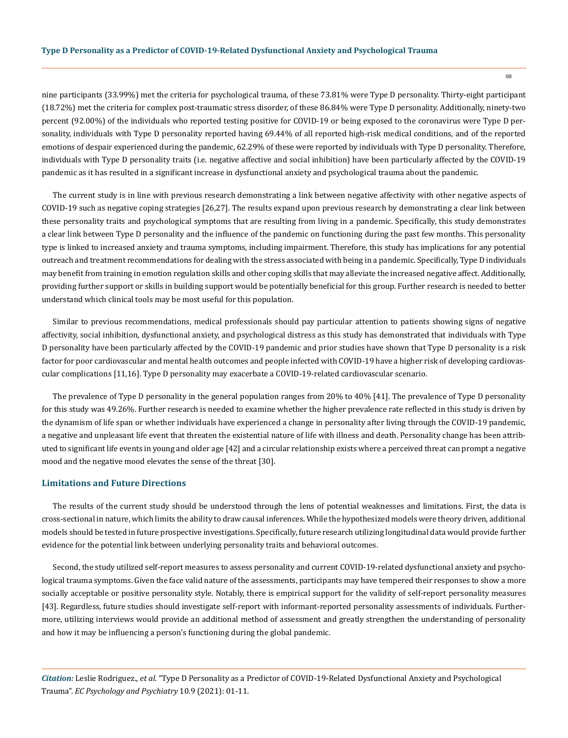nine participants (33.99%) met the criteria for psychological trauma, of these 73.81% were Type D personality. Thirty-eight participant (18.72%) met the criteria for complex post-traumatic stress disorder, of these 86.84% were Type D personality. Additionally, ninety-two percent (92.00%) of the individuals who reported testing positive for COVID-19 or being exposed to the coronavirus were Type D personality, individuals with Type D personality reported having 69.44% of all reported high-risk medical conditions, and of the reported emotions of despair experienced during the pandemic, 62.29% of these were reported by individuals with Type D personality. Therefore, individuals with Type D personality traits (i.e. negative affective and social inhibition) have been particularly affected by the COVID-19 pandemic as it has resulted in a significant increase in dysfunctional anxiety and psychological trauma about the pandemic.

The current study is in line with previous research demonstrating a link between negative affectivity with other negative aspects of COVID-19 such as negative coping strategies [26,27]. The results expand upon previous research by demonstrating a clear link between these personality traits and psychological symptoms that are resulting from living in a pandemic. Specifically, this study demonstrates a clear link between Type D personality and the influence of the pandemic on functioning during the past few months. This personality type is linked to increased anxiety and trauma symptoms, including impairment. Therefore, this study has implications for any potential outreach and treatment recommendations for dealing with the stress associated with being in a pandemic. Specifically, Type D individuals may benefit from training in emotion regulation skills and other coping skills that may alleviate the increased negative affect. Additionally, providing further support or skills in building support would be potentially beneficial for this group. Further research is needed to better understand which clinical tools may be most useful for this population.

Similar to previous recommendations, medical professionals should pay particular attention to patients showing signs of negative affectivity, social inhibition, dysfunctional anxiety, and psychological distress as this study has demonstrated that individuals with Type D personality have been particularly affected by the COVID-19 pandemic and prior studies have shown that Type D personality is a risk factor for poor cardiovascular and mental health outcomes and people infected with COVID-19 have a higher risk of developing cardiovascular complications [11,16]. Type D personality may exacerbate a COVID-19-related cardiovascular scenario.

The prevalence of Type D personality in the general population ranges from 20% to 40% [41]. The prevalence of Type D personality for this study was 49.26%. Further research is needed to examine whether the higher prevalence rate reflected in this study is driven by the dynamism of life span or whether individuals have experienced a change in personality after living through the COVID-19 pandemic, a negative and unpleasant life event that threaten the existential nature of life with illness and death. Personality change has been attributed to significant life events in young and older age [42] and a circular relationship exists where a perceived threat can prompt a negative mood and the negative mood elevates the sense of the threat [30].

## Limitations and Future Directions

The results of the current study should be understood through the lens of potential weaknesses and limitations. First, the data is cross-sectional in nature, which limits the ability to draw causal inferences. While the hypothesized models were theory driven, additional models should be tested in future prospective investigations. Specifically, future research utilizing longitudinal data would provide further evidence for the potential link between underlying personality traits and behavioral outcomes.

Second, the study utilized self-report measures to assess personality and current COVID-19-related dysfunctional anxiety and psychological trauma symptoms. Given the face valid nature of the assessments, participants may have tempered their responses to show a more socially acceptable or positive personality style. Notably, there is empirical support for the validity of self-report personality measures [43]. Regardless, future studies should investigate self-report with informant-reported personality assessments of individuals. Furthermore, utilizing interviews would provide an additional method of assessment and greatly strengthen the understanding of personality and how it may be influencing a person's functioning during the global pandemic.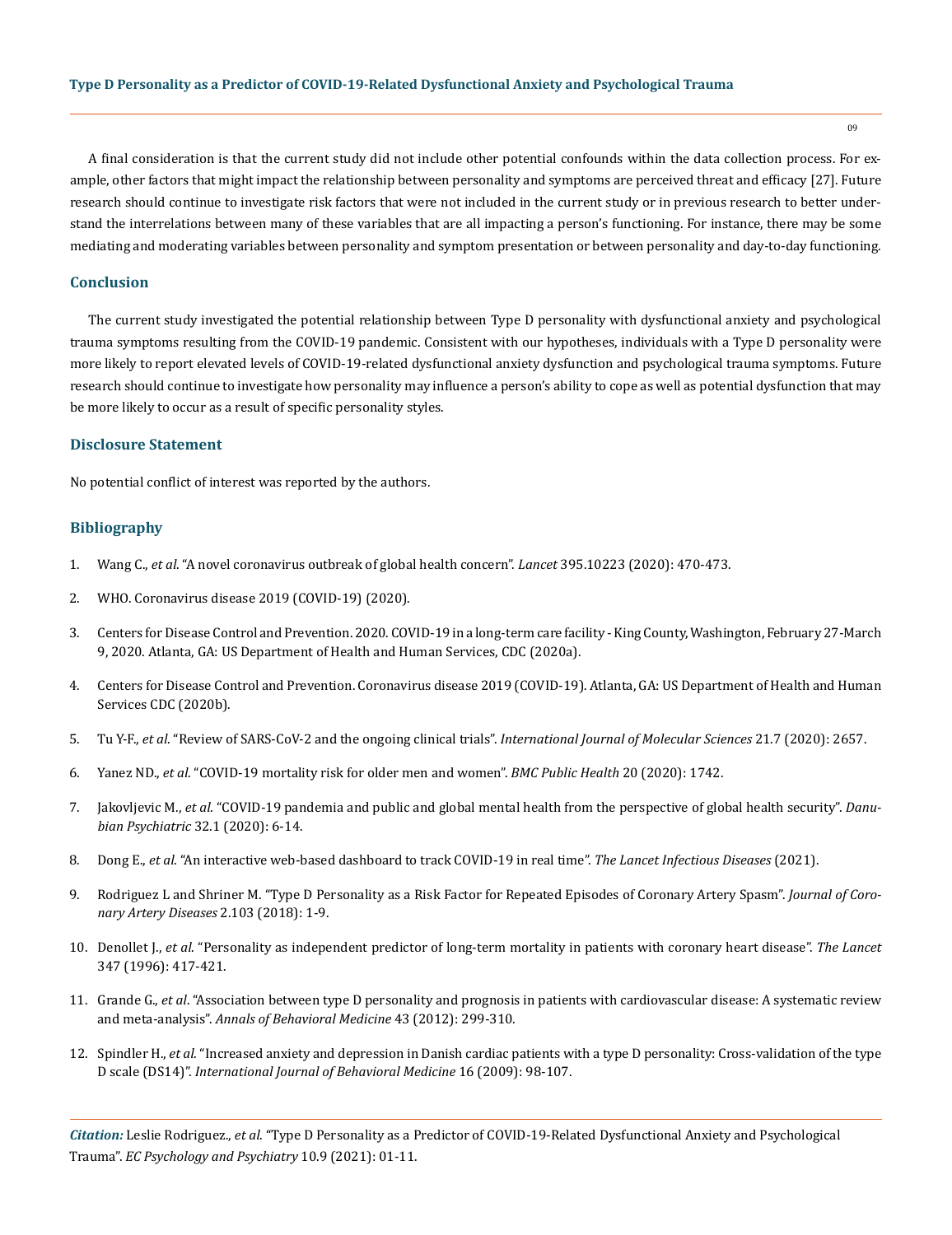A final consideration is that the current study did not include other potential confounds within the data collection process. For example, other factors that might impact the relationship between personality and symptoms are perceived threat and efficacy [27]. Future research should continue to investigate risk factors that were not included in the current study or in previous research to better understand the interrelations between many of these variables that are all impacting a person's functioning. For instance, there may be some mediating and moderating variables between personality and symptom presentation or between personality and day-to-day functioning.

## Conclusion

The current study investigated the potential relationship between Type D personality with dysfunctional anxiety and psychological trauma symptoms resulting from the COVID-19 pandemic. Consistent with our hypotheses, individuals with a Type D personality were more likely to report elevated levels of COVID-19-related dysfunctional anxiety dysfunction and psychological trauma symptoms. Future research should continue to investigate how personality may influence a person's ability to cope as well as potential dysfunction that may be more likely to occur as a result of specific personality styles.

## Disclosure Statement

No potential conflict of interest was reported by the authors.

## Bibliography

1. Wang C., *et al*. "A novel coronavirus outbreak of global health concern". *Lancet* 395.10223 (2020): 470-473.
2. WHO. Coronavirus disease 2019 (COVID-19) (2020).
3. Centers for Disease Control and Prevention. 2020. COVID-19 in a long-term care facility - King County, Washington, February 27-March 9, 2020. Atlanta, GA: US Department of Health and Human Services, CDC (2020a).
4. Centers for Disease Control and Prevention. Coronavirus disease 2019 (COVID-19). Atlanta, GA: US Department of Health and Human Services CDC (2020b).
5. Tu Y-F., *et al*. "Review of SARS-CoV-2 and the ongoing clinical trials". *International Journal of Molecular Sciences* 21.7 (2020): 2657.
6. Yanez ND., *et al*. "COVID-19 mortality risk for older men and women". *BMC Public Health* 20 (2020): 1742.
7. Jakovljevic M., *et al*. "COVID-19 pandemia and public and global mental health from the perspective of global health security". *Danubian Psychiatric* 32.1 (2020): 6-14.
8. Dong E., *et al*. "An interactive web-based dashboard to track COVID-19 in real time". *The Lancet Infectious Diseases* (2021).
9. Rodriguez L and Shriner M. "Type D Personality as a Risk Factor for Repeated Episodes of Coronary Artery Spasm". *Journal of Coronary Artery Diseases* 2.103 (2018): 1-9.
10. Denollet J., *et al*. "Personality as independent predictor of long-term mortality in patients with coronary heart disease". *The Lancet* 347 (1996): 417-421.
11. Grande G., *et al*. "Association between type D personality and prognosis in patients with cardiovascular disease: A systematic review and meta-analysis". *Annals of Behavioral Medicine* 43 (2012): 299-310.
12. Spindler H., *et al*. "Increased anxiety and depression in Danish cardiac patients with a type D personality: Cross-validation of the type D scale (DS14)". *International Journal of Behavioral Medicine* 16 (2009): 98-107.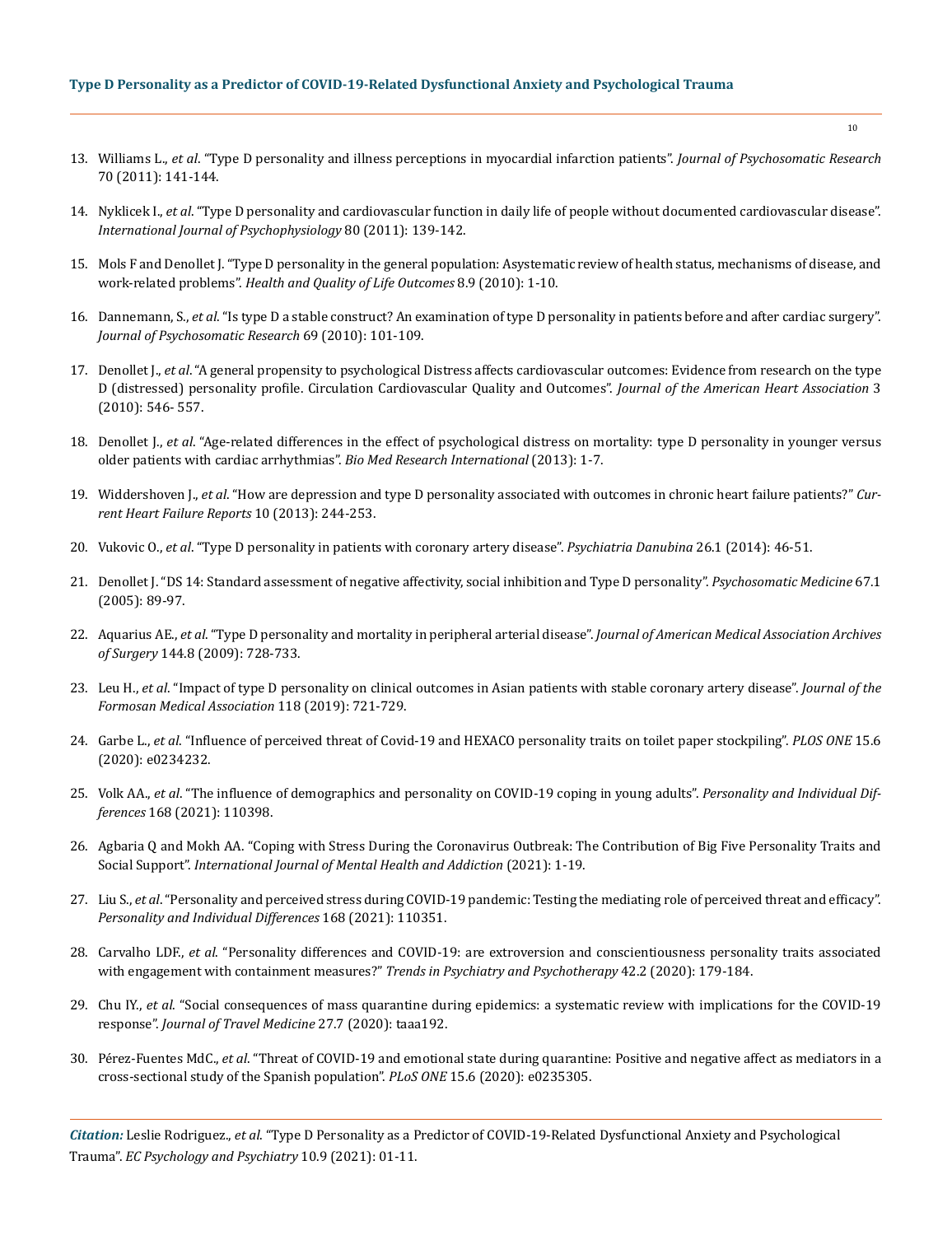13. Williams L., *et al*. "Type D personality and illness perceptions in myocardial infarction patients". *Journal of Psychosomatic Research* 70 (2011): 141-144.

14. Nyklicek I., *et al*. "Type D personality and cardiovascular function in daily life of people without documented cardiovascular disease". *International Journal of Psychophysiology* 80 (2011): 139-142.

15. Mols F and Denollet J. "Type D personality in the general population: Asystematic review of health status, mechanisms of disease, and work-related problems". *Health and Quality of Life Outcomes* 8.9 (2010): 1-10.

16. Dannemann, S., *et al*. "Is type D a stable construct? An examination of type D personality in patients before and after cardiac surgery". *Journal of Psychosomatic Research* 69 (2010): 101-109.

17. Denollet J., *et al*. "A general propensity to psychological Distress affects cardiovascular outcomes: Evidence from research on the type D (distressed) personality profile. Circulation Cardiovascular Quality and Outcomes". *Journal of the American Heart Association* 3 (2010): 546- 557.

18. Denollet J., *et al*. "Age-related differences in the effect of psychological distress on mortality: type D personality in younger versus older patients with cardiac arrhythmias". *Bio Med Research International* (2013): 1-7.

19. Widdershoven J., *et al*. "How are depression and type D personality associated with outcomes in chronic heart failure patients?" *Current Heart Failure Reports* 10 (2013): 244-253.

20. Vukovic O., *et al*. "Type D personality in patients with coronary artery disease". *Psychiatria Danubina* 26.1 (2014): 46-51.

21. Denollet J. "DS 14: Standard assessment of negative affectivity, social inhibition and Type D personality". *Psychosomatic Medicine* 67.1 (2005): 89-97.

22. Aquarius AE., *et al*. "Type D personality and mortality in peripheral arterial disease". *Journal of American Medical Association Archives of Surgery* 144.8 (2009): 728-733.

23. Leu H., *et al*. "Impact of type D personality on clinical outcomes in Asian patients with stable coronary artery disease". *Journal of the Formosan Medical Association* 118 (2019): 721-729.

24. Garbe L., *et al*. "Influence of perceived threat of Covid-19 and HEXACO personality traits on toilet paper stockpiling". *PLOS ONE* 15.6 (2020): e0234232.

25. Volk AA., *et al*. "The influence of demographics and personality on COVID-19 coping in young adults". *Personality and Individual Differences* 168 (2021): 110398.

26. Agbaria Q and Mokh AA. "Coping with Stress During the Coronavirus Outbreak: The Contribution of Big Five Personality Traits and Social Support". *International Journal of Mental Health and Addiction* (2021): 1-19.

27. Liu S., *et al*. "Personality and perceived stress during COVID-19 pandemic: Testing the mediating role of perceived threat and efficacy". *Personality and Individual Differences* 168 (2021): 110351.

28. Carvalho LDF., *et al*. "Personality differences and COVID-19: are extroversion and conscientiousness personality traits associated with engagement with containment measures?" *Trends in Psychiatry and Psychotherapy* 42.2 (2020): 179-184.

29. Chu IY., *et al*. "Social consequences of mass quarantine during epidemics: a systematic review with implications for the COVID-19 response". *Journal of Travel Medicine* 27.7 (2020): taaa192.

30. Pérez-Fuentes MdC., *et al*. "Threat of COVID-19 and emotional state during quarantine: Positive and negative affect as mediators in a cross-sectional study of the Spanish population". *PLoS ONE* 15.6 (2020): e0235305.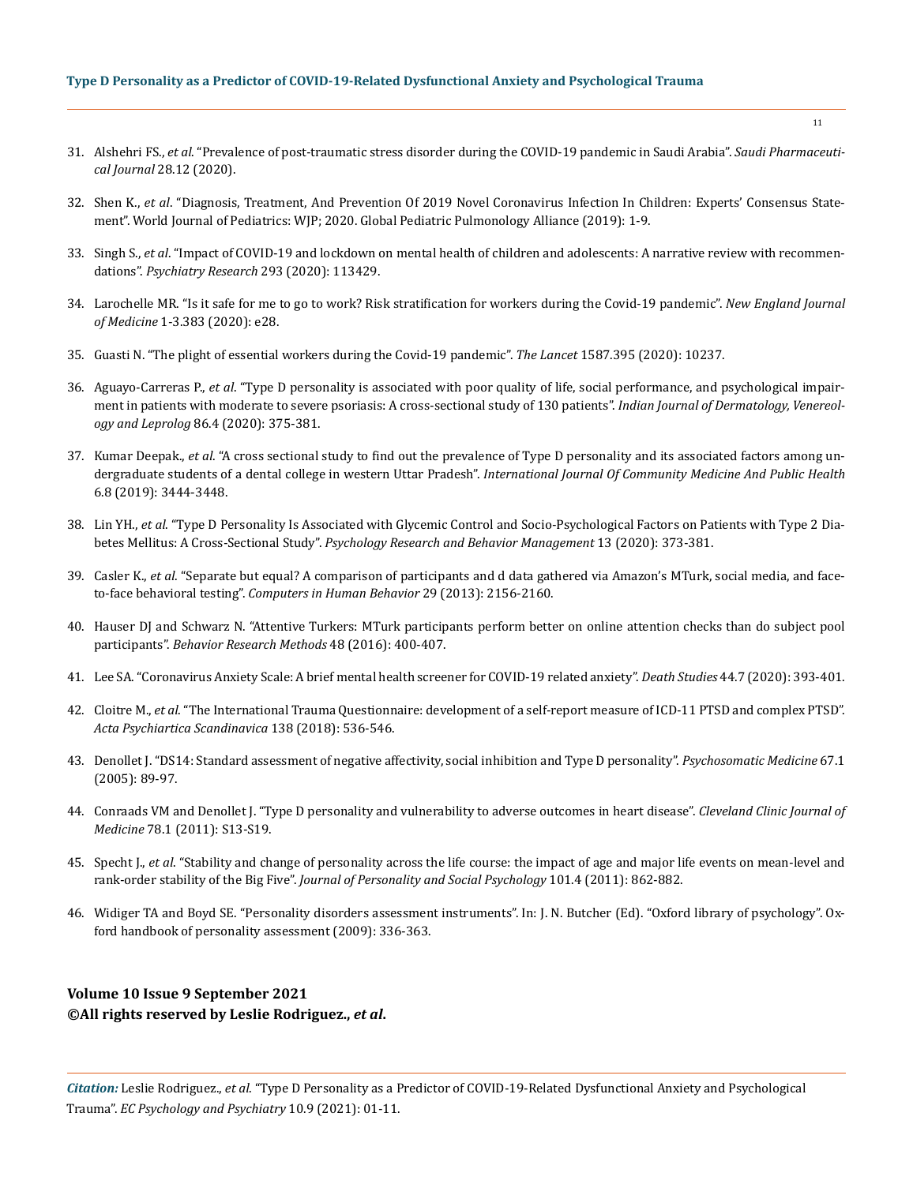31. Alshehri FS., *et al*. "Prevalence of post-traumatic stress disorder during the COVID-19 pandemic in Saudi Arabia". *Saudi Pharmaceutical Journal* 28.12 (2020).

32. Shen K., *et al*. "Diagnosis, Treatment, And Prevention Of 2019 Novel Coronavirus Infection In Children: Experts' Consensus Statement". World Journal of Pediatrics: WJP; 2020. Global Pediatric Pulmonology Alliance (2019): 1-9.

33. Singh S., *et al*. "Impact of COVID-19 and lockdown on mental health of children and adolescents: A narrative review with recommendations". *Psychiatry Research* 293 (2020): 113429.

34. Larochelle MR. "Is it safe for me to go to work? Risk stratification for workers during the Covid-19 pandemic". *New England Journal of Medicine* 1-3.383 (2020): e28.

35. Guasti N. "The plight of essential workers during the Covid-19 pandemic". *The Lancet* 1587.395 (2020): 10237.

36. Aguayo-Carreras P., *et al*. "Type D personality is associated with poor quality of life, social performance, and psychological impairment in patients with moderate to severe psoriasis: A cross-sectional study of 130 patients". *Indian Journal of Dermatology, Venereology and Leprolog* 86.4 (2020): 375-381.

37. Kumar Deepak., *et al*. "A cross sectional study to find out the prevalence of Type D personality and its associated factors among undergraduate students of a dental college in western Uttar Pradesh". *International Journal Of Community Medicine And Public Health* 6.8 (2019): 3444-3448.

38. Lin YH., *et al*. "Type D Personality Is Associated with Glycemic Control and Socio-Psychological Factors on Patients with Type 2 Diabetes Mellitus: A Cross-Sectional Study". *Psychology Research and Behavior Management* 13 (2020): 373-381.

39. Casler K., *et al*. "Separate but equal? A comparison of participants and d data gathered via Amazon's MTurk, social media, and face-to-face behavioral testing". *Computers in Human Behavior* 29 (2013): 2156-2160.

40. Hauser DJ and Schwarz N. "Attentive Turkers: MTurk participants perform better on online attention checks than do subject pool participants". *Behavior Research Methods* 48 (2016): 400-407.

41. Lee SA. "Coronavirus Anxiety Scale: A brief mental health screener for COVID-19 related anxiety". *Death Studies* 44.7 (2020): 393-401.

42. Cloitre M., *et al*. "The International Trauma Questionnaire: development of a self-report measure of ICD-11 PTSD and complex PTSD". *Acta Psychiartica Scandinavica* 138 (2018): 536-546.

43. Denollet J. "DS14: Standard assessment of negative affectivity, social inhibition and Type D personality". *Psychosomatic Medicine* 67.1 (2005): 89-97.

44. Conraads VM and Denollet J. "Type D personality and vulnerability to adverse outcomes in heart disease". *Cleveland Clinic Journal of Medicine* 78.1 (2011): S13-S19.

45. Specht J., *et al*. "Stability and change of personality across the life course: the impact of age and major life events on mean-level and rank-order stability of the Big Five". *Journal of Personality and Social Psychology* 101.4 (2011): 862-882.

46. Widiger TA and Boyd SE. "Personality disorders assessment instruments". In: J. N. Butcher (Ed). "Oxford library of psychology". Oxford handbook of personality assessment (2009): 336-363.

**Volume 10 Issue 9 September 2021**
**©All rights reserved by Leslie Rodriguez., *et al*.**